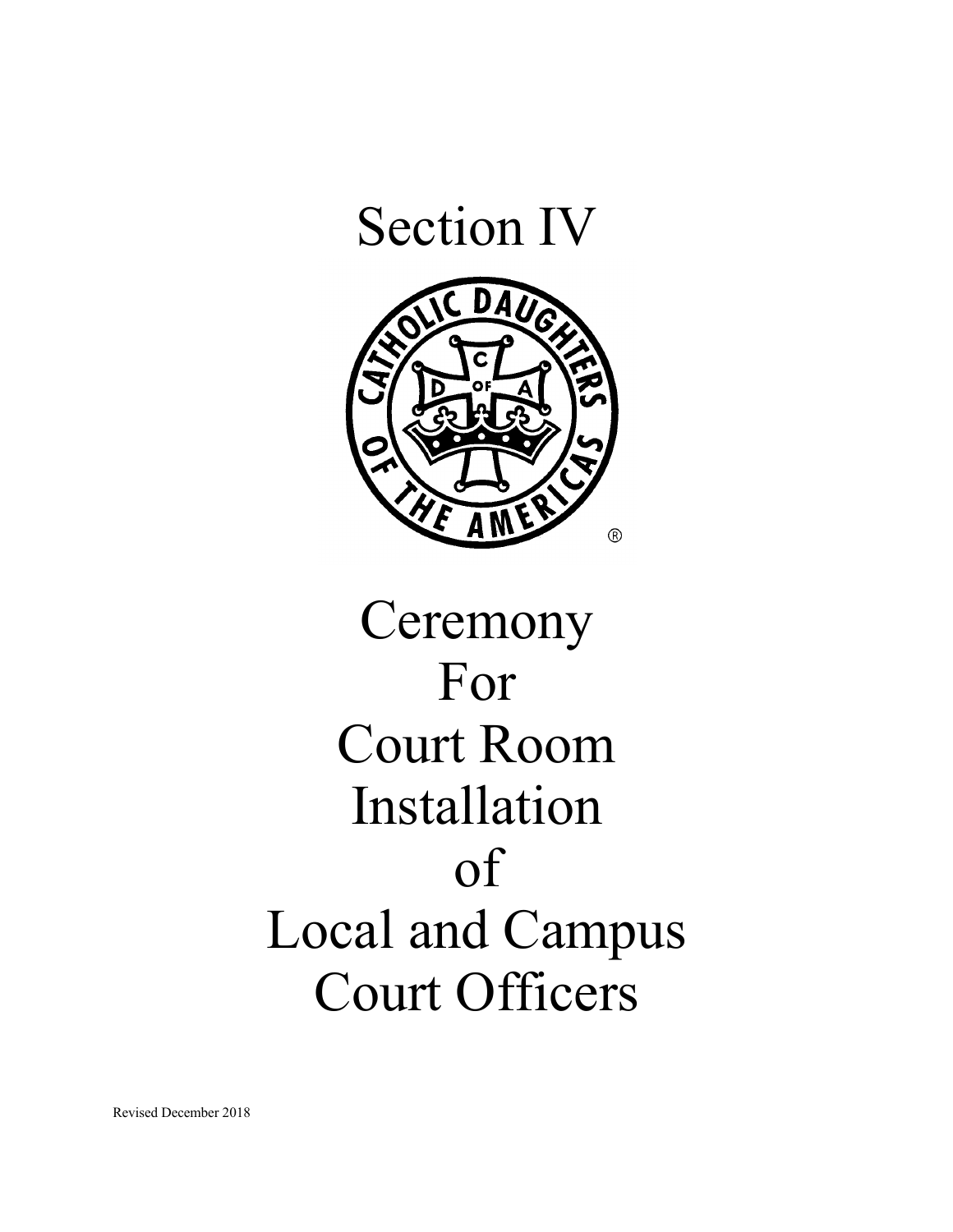# Section IV

# Ceremony For Court Room Installation of Local and Campus Court Officers

Revised December 2018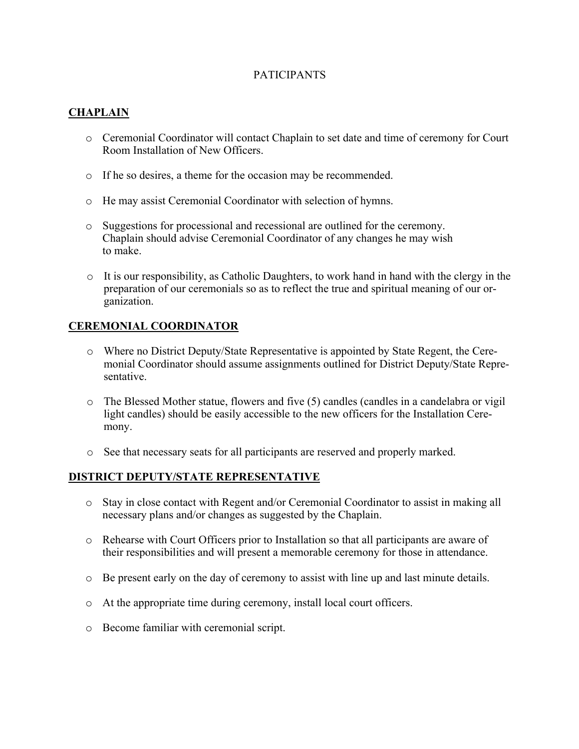# PATICIPANTS

## CHAPLAIN

- Ceremonial Coordinator will contact Chaplain to set date and time of ceremony for Court Room Installation of New Officers.
- If he so desires, a theme for the occasion may be recommended.
- He may assist Ceremonial Coordinator with selection of hymns.
- Suggestions for processional and recessional are outlined for the ceremony. Chaplain should advise Ceremonial Coordinator of any changes he may wish to make.
- It is our responsibility, as Catholic Daughters, to work hand in hand with the clergy in the preparation of our ceremonials so as to reflect the true and spiritual meaning of our organization.

## CEREMONIAL COORDINATOR

- Where no District Deputy/State Representative is appointed by State Regent, the Ceremonial Coordinator should assume assignments outlined for District Deputy/State Representative.
- The Blessed Mother statue, flowers and five (5) candles (candles in a candelabra or vigil light candles) should be easily accessible to the new officers for the Installation Ceremony.
- See that necessary seats for all participants are reserved and properly marked.

## DISTRICT DEPUTY/STATE REPRESENTATIVE

- Stay in close contact with Regent and/or Ceremonial Coordinator to assist in making all necessary plans and/or changes as suggested by the Chaplain.
- Rehearse with Court Officers prior to Installation so that all participants are aware of their responsibilities and will present a memorable ceremony for those in attendance.
- Be present early on the day of ceremony to assist with line up and last minute details.
- At the appropriate time during ceremony, install local court officers.
- Become familiar with ceremonial script.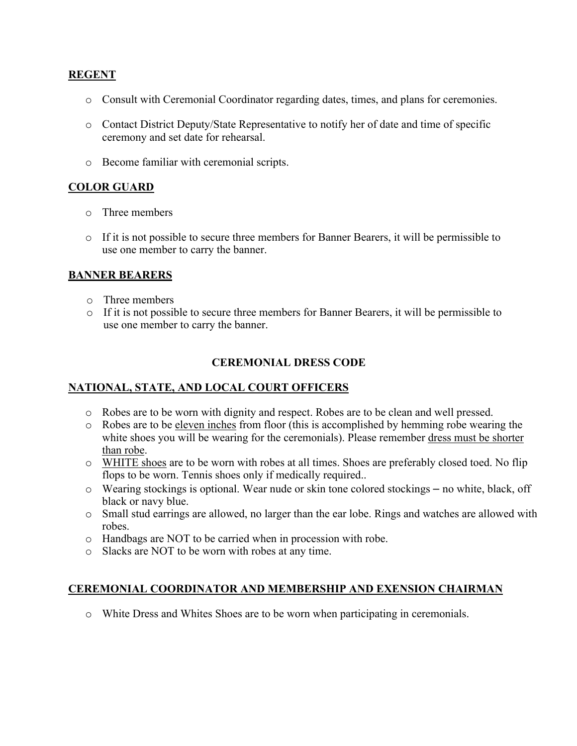**REGENT**

- Consult with Ceremonial Coordinator regarding dates, times, and plans for ceremonies.
- Contact District Deputy/State Representative to notify her of date and time of specific ceremony and set date for rehearsal.
- Become familiar with ceremonial scripts.

**COLOR GUARD**

- Three members
- If it is not possible to secure three members for Banner Bearers, it will be permissible to use one member to carry the banner.

**BANNER BEARERS**

- Three members
- If it is not possible to secure three members for Banner Bearers, it will be permissible to use one member to carry the banner.

## CEREMONIAL DRESS CODE

**NATIONAL, STATE, AND LOCAL COURT OFFICERS**

- Robes are to be worn with dignity and respect. Robes are to be clean and well pressed.
- Robes are to be eleven inches from floor (this is accomplished by hemming robe wearing the white shoes you will be wearing for the ceremonials). Please remember dress must be shorter than robe.
- WHITE shoes are to be worn with robes at all times. Shoes are preferably closed toed. No flip flops to be worn. Tennis shoes only if medically required..
- Wearing stockings is optional. Wear nude or skin tone colored stockings – no white, black, off black or navy blue.
- Small stud earrings are allowed, no larger than the ear lobe. Rings and watches are allowed with robes.
- Handbags are NOT to be carried when in procession with robe.
- Slacks are NOT to be worn with robes at any time.

**CEREMONIAL COORDINATOR AND MEMBERSHIP AND EXENSION CHAIRMAN**

- White Dress and Whites Shoes are to be worn when participating in ceremonials.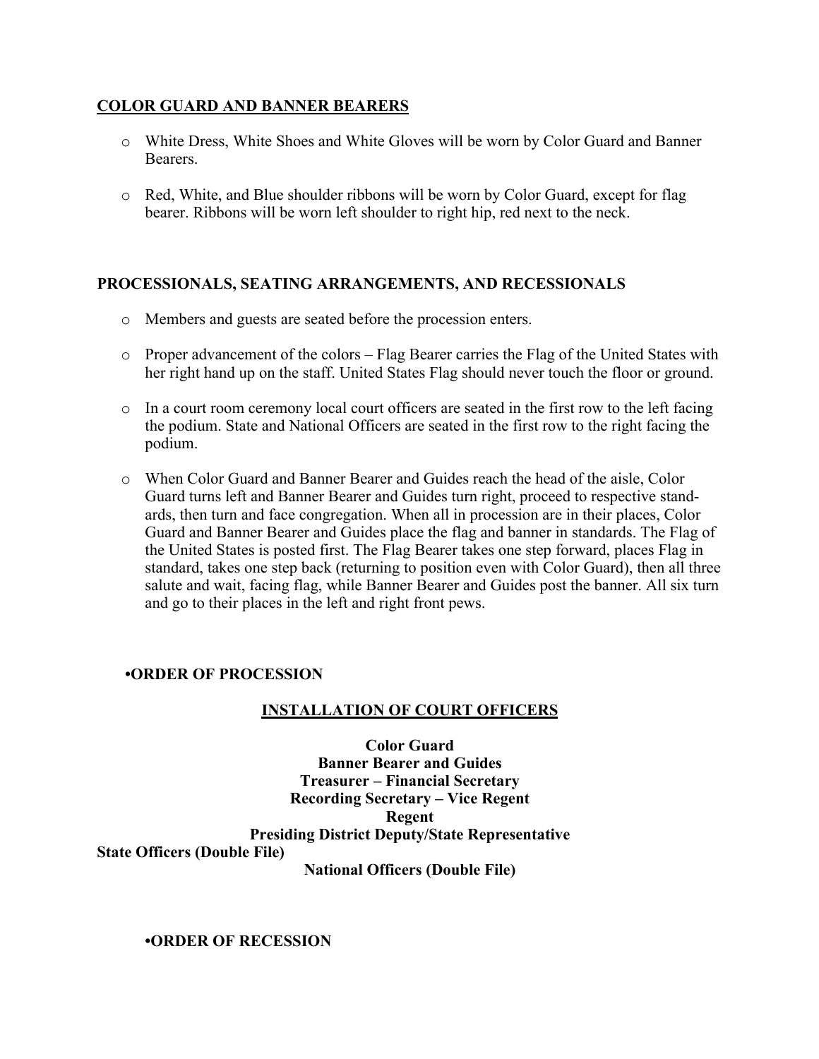## COLOR GUARD AND BANNER BEARERS

- White Dress, White Shoes and White Gloves will be worn by Color Guard and Banner Bearers.
- Red, White, and Blue shoulder ribbons will be worn by Color Guard, except for flag bearer. Ribbons will be worn left shoulder to right hip, red next to the neck.

## PROCESSIONALS, SEATING ARRANGEMENTS, AND RECESSIONALS

- Members and guests are seated before the procession enters.
- Proper advancement of the colors – Flag Bearer carries the Flag of the United States with her right hand up on the staff. United States Flag should never touch the floor or ground.
- In a court room ceremony local court officers are seated in the first row to the left facing the podium. State and National Officers are seated in the first row to the right facing the podium.
- When Color Guard and Banner Bearer and Guides reach the head of the aisle, Color Guard turns left and Banner Bearer and Guides turn right, proceed to respective standards, then turn and face congregation. When all in procession are in their places, Color Guard and Banner Bearer and Guides place the flag and banner in standards. The Flag of the United States is posted first. The Flag Bearer takes one step forward, places Flag in standard, takes one step back (returning to position even with Color Guard), then all three salute and wait, facing flag, while Banner Bearer and Guides post the banner. All six turn and go to their places in the left and right front pews.

### •ORDER OF PROCESSION

**INSTALLATION OF COURT OFFICERS**

**Color Guard**
**Banner Bearer and Guides**
**Treasurer – Financial Secretary**
**Recording Secretary – Vice Regent**
**Regent**
**Presiding District Deputy/State Representative**
**State Officers (Double File)**
**National Officers (Double File)**

### •ORDER OF RECESSION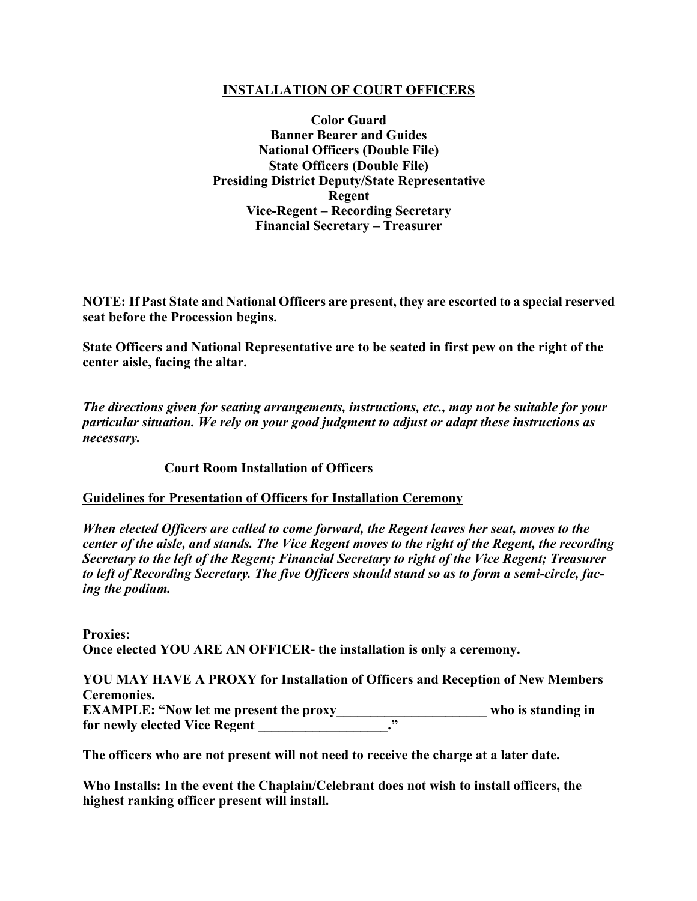# <u>INSTALLATION OF COURT OFFICERS</u>

**Color Guard**
**Banner Bearer and Guides**
**National Officers (Double File)**
**State Officers (Double File)**
**Presiding District Deputy/State Representative**
**Regent**
**Vice-Regent – Recording Secretary**
**Financial Secretary – Treasurer**

**NOTE: If Past State and National Officers are present, they are escorted to a special reserved seat before the Procession begins.**

**State Officers and National Representative are to be seated in first pew on the right of the center aisle, facing the altar.**

***The directions given for seating arrangements, instructions, etc., may not be suitable for your particular situation. We rely on your good judgment to adjust or adapt these instructions as necessary.***

## Court Room Installation of Officers

**<u>Guidelines for Presentation of Officers for Installation Ceremony</u>**

***When elected Officers are called to come forward, the Regent leaves her seat, moves to the center of the aisle, and stands. The Vice Regent moves to the right of the Regent, the recording Secretary to the left of the Regent; Financial Secretary to right of the Vice Regent; Treasurer to left of Recording Secretary. The five Officers should stand so as to form a semi-circle, facing the podium.***

**Proxies:**
**Once elected YOU ARE AN OFFICER- the installation is only a ceremony.**

**YOU MAY HAVE A PROXY for Installation of Officers and Reception of New Members Ceremonies.**
**EXAMPLE: "Now let me present the proxy______________________ who is standing in for newly elected Vice Regent ___________________."**

**The officers who are not present will not need to receive the charge at a later date.**

**Who Installs: In the event the Chaplain/Celebrant does not wish to install officers, the highest ranking officer present will install.**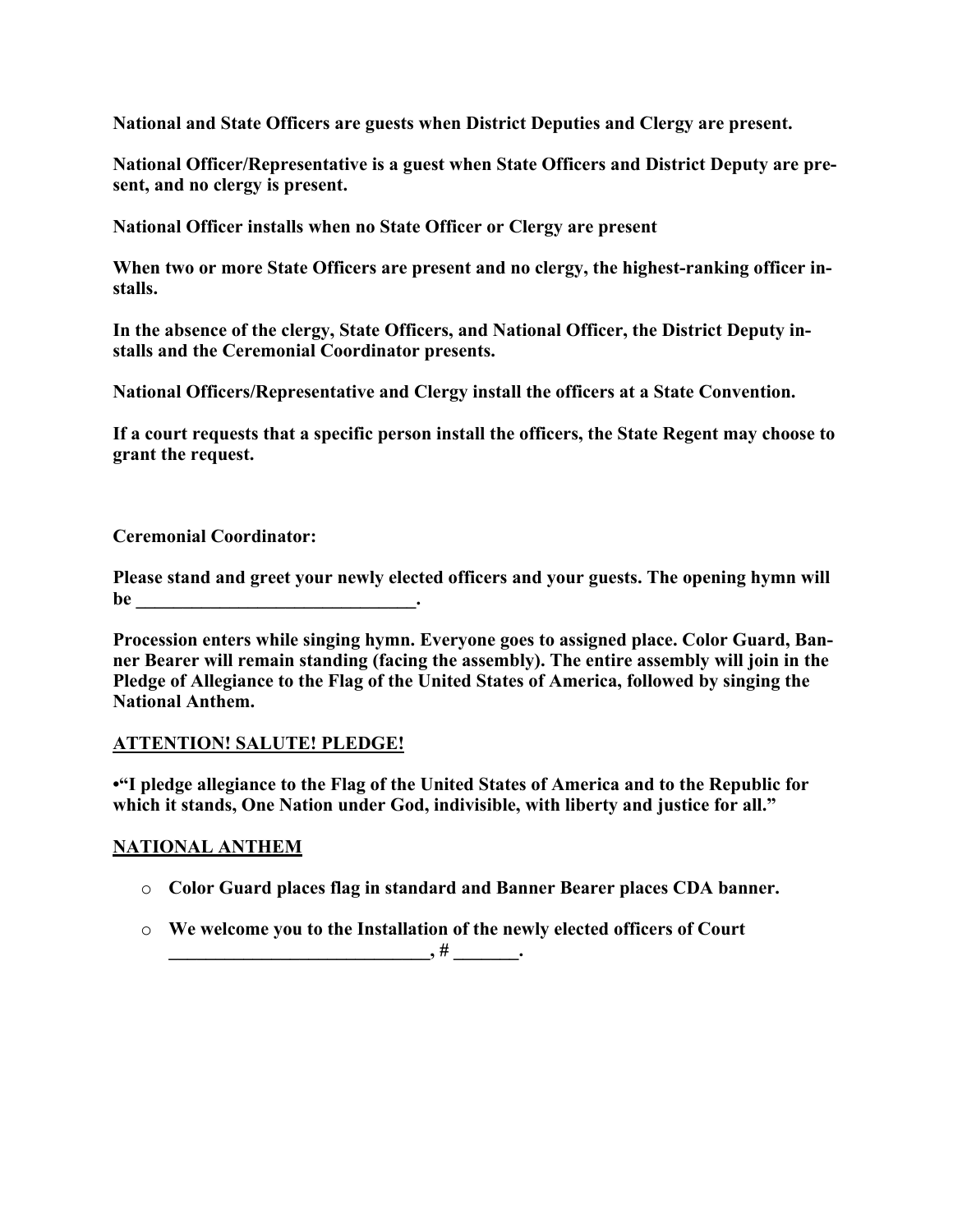**National and State Officers are guests when District Deputies and Clergy are present.**

**National Officer/Representative is a guest when State Officers and District Deputy are present, and no clergy is present.**

**National Officer installs when no State Officer or Clergy are present**

**When two or more State Officers are present and no clergy, the highest-ranking officer installs.**

**In the absence of the clergy, State Officers, and National Officer, the District Deputy installs and the Ceremonial Coordinator presents.**

**National Officers/Representative and Clergy install the officers at a State Convention.**

**If a court requests that a specific person install the officers, the State Regent may choose to grant the request.**

**Ceremonial Coordinator:**

**Please stand and greet your newly elected officers and your guests. The opening hymn will be ______________________________.**

**Procession enters while singing hymn. Everyone goes to assigned place. Color Guard, Banner Bearer will remain standing (facing the assembly). The entire assembly will join in the Pledge of Allegiance to the Flag of the United States of America, followed by singing the National Anthem.**

**<u>ATTENTION! SALUTE! PLEDGE!</u>**

**•"I pledge allegiance to the Flag of the United States of America and to the Republic for which it stands, One Nation under God, indivisible, with liberty and justice for all."**

**<u>NATIONAL ANTHEM</u>**

- **Color Guard places flag in standard and Banner Bearer places CDA banner.**
- **We welcome you to the Installation of the newly elected officers of Court _____________________________, # _______.**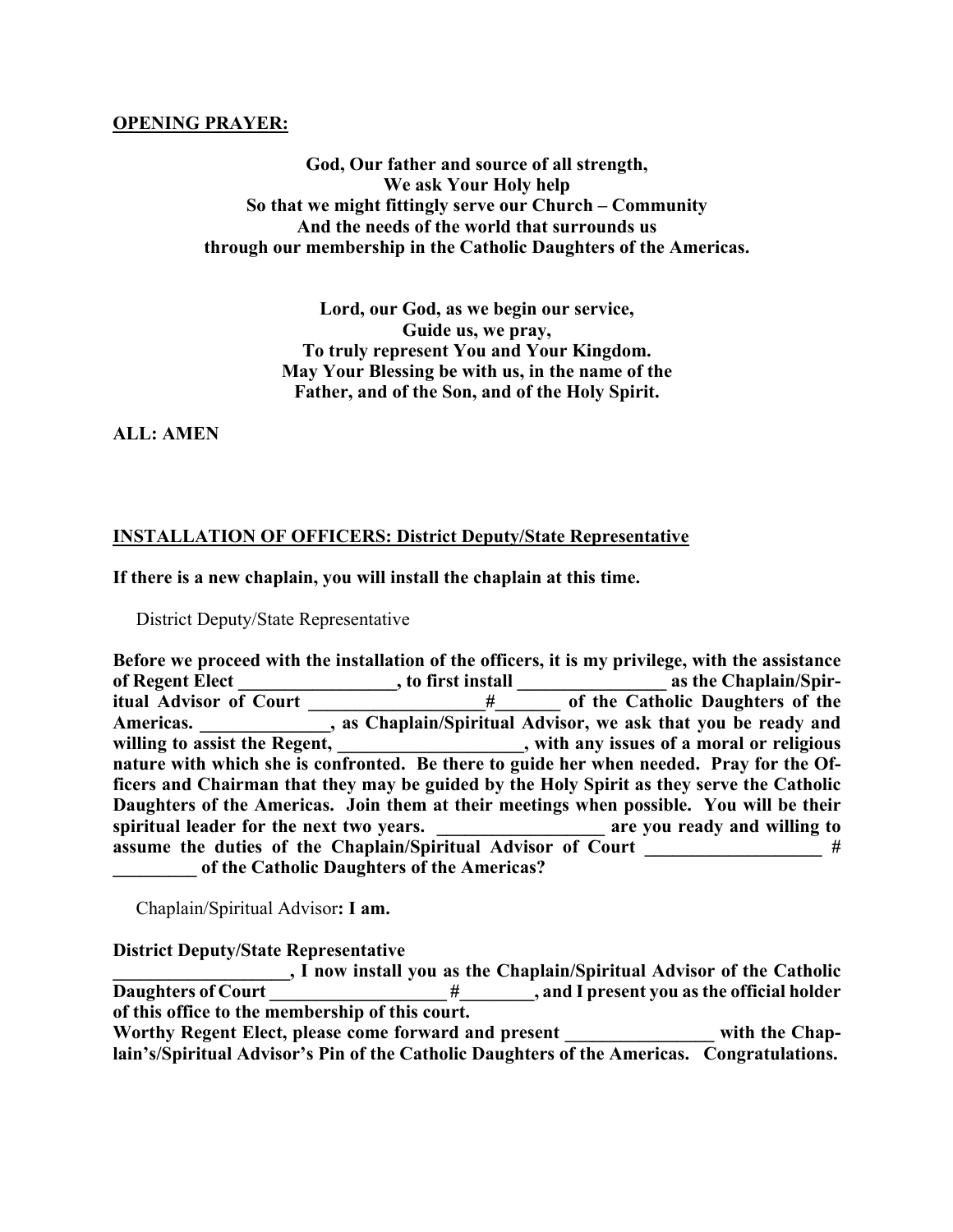**<u>OPENING PRAYER:</u>**

**God, Our father and source of all strength,**
**We ask Your Holy help**
**So that we might fittingly serve our Church – Community**
**And the needs of the world that surrounds us**
**through our membership in the Catholic Daughters of the Americas.**

**Lord, our God, as we begin our service,**
**Guide us, we pray,**
**To truly represent You and Your Kingdom.**
**May Your Blessing be with us, in the name of the**
**Father, and of the Son, and of the Holy Spirit.**

**ALL: AMEN**

**<u>INSTALLATION OF OFFICERS: District Deputy/State Representative</u>**

**If there is a new chaplain, you will install the chaplain at this time.**

District Deputy/State Representative

**Before we proceed with the installation of the officers, it is my privilege, with the assistance of Regent Elect _________________, to first install ________________ as the Chaplain/Spiritual Advisor of Court ___________________#_______ of the Catholic Daughters of the Americas. ______________, as Chaplain/Spiritual Advisor, we ask that you be ready and willing to assist the Regent, ____________________, with any issues of a moral or religious nature with which she is confronted. Be there to guide her when needed. Pray for the Officers and Chairman that they may be guided by the Holy Spirit as they serve the Catholic Daughters of the Americas. Join them at their meetings when possible. You will be their spiritual leader for the next two years. __________________ are you ready and willing to assume the duties of the Chaplain/Spiritual Advisor of Court ___________________ # _________ of the Catholic Daughters of the Americas?**

Chaplain/Spiritual Advisor**: I am.**

**District Deputy/State Representative**
**___________________, I now install you as the Chaplain/Spiritual Advisor of the Catholic Daughters of Court ___________________ #________, and I present you as the official holder of this office to the membership of this court.**
**Worthy Regent Elect, please come forward and present ________________ with the Chaplain's/Spiritual Advisor's Pin of the Catholic Daughters of the Americas. Congratulations.**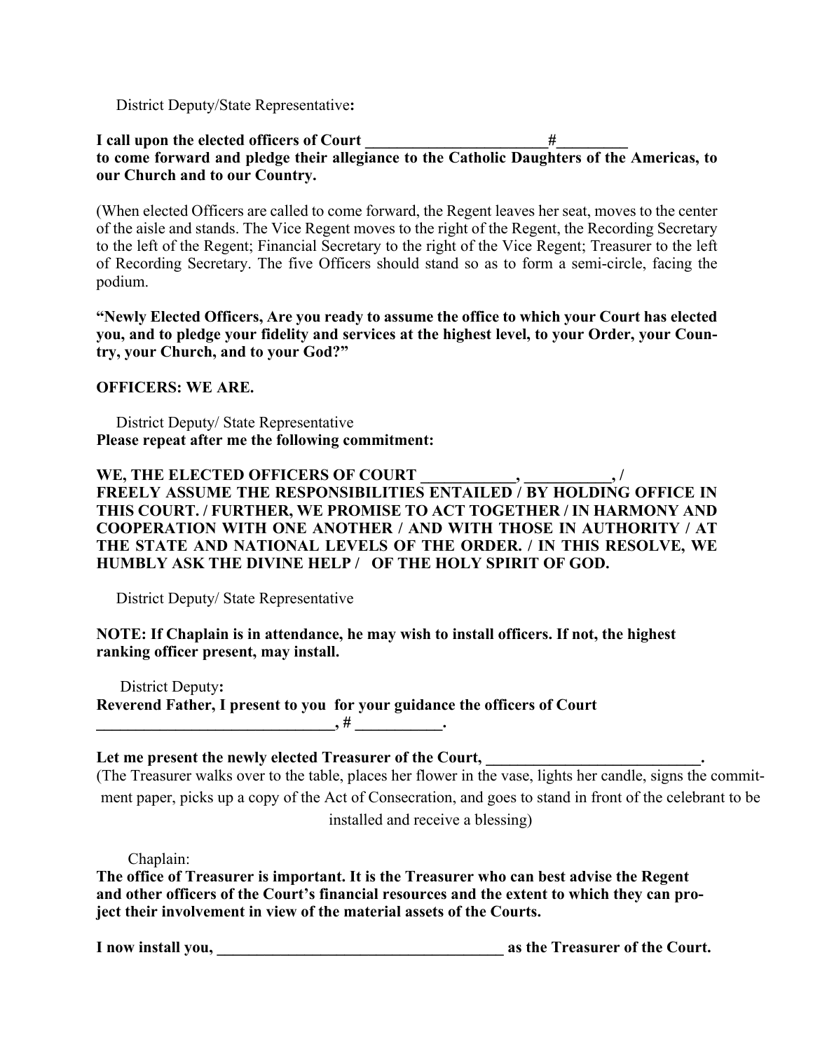District Deputy/State Representative**:**

**I call upon the elected officers of Court _______________________#_________ to come forward and pledge their allegiance to the Catholic Daughters of the Americas, to our Church and to our Country.**

(When elected Officers are called to come forward, the Regent leaves her seat, moves to the center of the aisle and stands. The Vice Regent moves to the right of the Regent, the Recording Secretary to the left of the Regent; Financial Secretary to the right of the Vice Regent; Treasurer to the left of Recording Secretary. The five Officers should stand so as to form a semi-circle, facing the podium.

**"Newly Elected Officers, Are you ready to assume the office to which your Court has elected you, and to pledge your fidelity and services at the highest level, to your Order, your Country, your Church, and to your God?"**

**OFFICERS: WE ARE.**

District Deputy/ State Representative
**Please repeat after me the following commitment:**

**WE, THE ELECTED OFFICERS OF COURT ____________, ___________, / FREELY ASSUME THE RESPONSIBILITIES ENTAILED / BY HOLDING OFFICE IN THIS COURT. / FURTHER, WE PROMISE TO ACT TOGETHER / IN HARMONY AND COOPERATION WITH ONE ANOTHER / AND WITH THOSE IN AUTHORITY / AT THE STATE AND NATIONAL LEVELS OF THE ORDER. / IN THIS RESOLVE, WE HUMBLY ASK THE DIVINE HELP / OF THE HOLY SPIRIT OF GOD.**

District Deputy/ State Representative

**NOTE: If Chaplain is in attendance, he may wish to install officers. If not, the highest ranking officer present, may install.**

District Deputy**:**
**Reverend Father, I present to you for your guidance the officers of Court ______________________________, # ___________.**

**Let me present the newly elected Treasurer of the Court, ___________________________.**
(The Treasurer walks over to the table, places her flower in the vase, lights her candle, signs the commitment paper, picks up a copy of the Act of Consecration, and goes to stand in front of the celebrant to be installed and receive a blessing)

Chaplain:
**The office of Treasurer is important. It is the Treasurer who can best advise the Regent and other officers of the Court's financial resources and the extent to which they can project their involvement in view of the material assets of the Courts.**

**I now install you, _____________________________________ as the Treasurer of the Court.**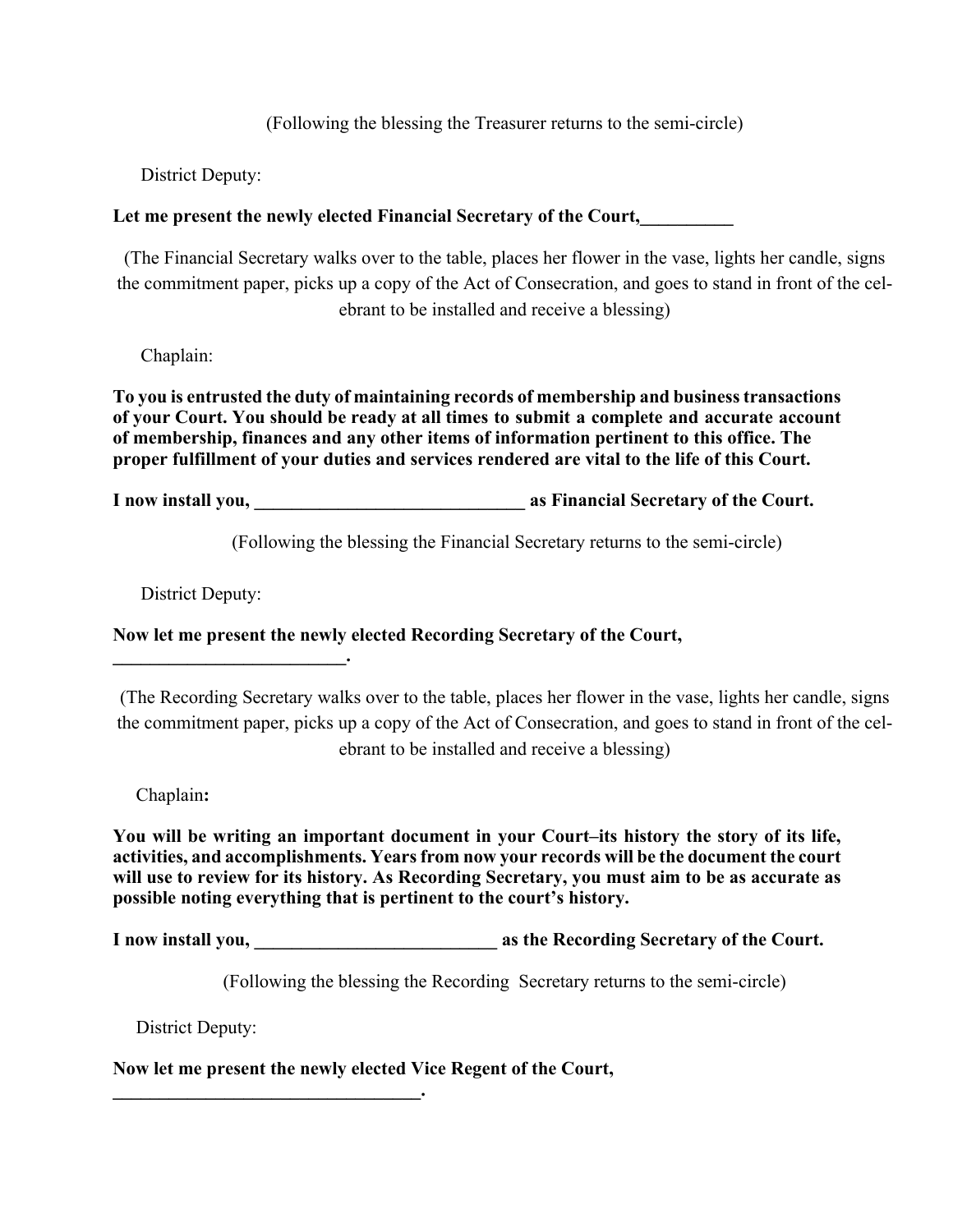(Following the blessing the Treasurer returns to the semi-circle)

District Deputy:

**Let me present the newly elected Financial Secretary of the Court,__________**

(The Financial Secretary walks over to the table, places her flower in the vase, lights her candle, signs the commitment paper, picks up a copy of the Act of Consecration, and goes to stand in front of the celebrant to be installed and receive a blessing)

Chaplain:

**To you is entrusted the duty of maintaining records of membership and business transactions of your Court. You should be ready at all times to submit a complete and accurate account of membership, finances and any other items of information pertinent to this office. The proper fulfillment of your duties and services rendered are vital to the life of this Court.**

**I now install you, _____________________________ as Financial Secretary of the Court.**

(Following the blessing the Financial Secretary returns to the semi-circle)

District Deputy:

**Now let me present the newly elected Recording Secretary of the Court, _________________________.**

(The Recording Secretary walks over to the table, places her flower in the vase, lights her candle, signs the commitment paper, picks up a copy of the Act of Consecration, and goes to stand in front of the celebrant to be installed and receive a blessing)

Chaplain**:**

**You will be writing an important document in your Court–its history the story of its life, activities, and accomplishments. Years from now your records will be the document the court will use to review for its history. As Recording Secretary, you must aim to be as accurate as possible noting everything that is pertinent to the court's history.**

**I now install you, __________________________ as the Recording Secretary of the Court.**

(Following the blessing the Recording Secretary returns to the semi-circle)

District Deputy:

**Now let me present the newly elected Vice Regent of the Court, _________________________________.**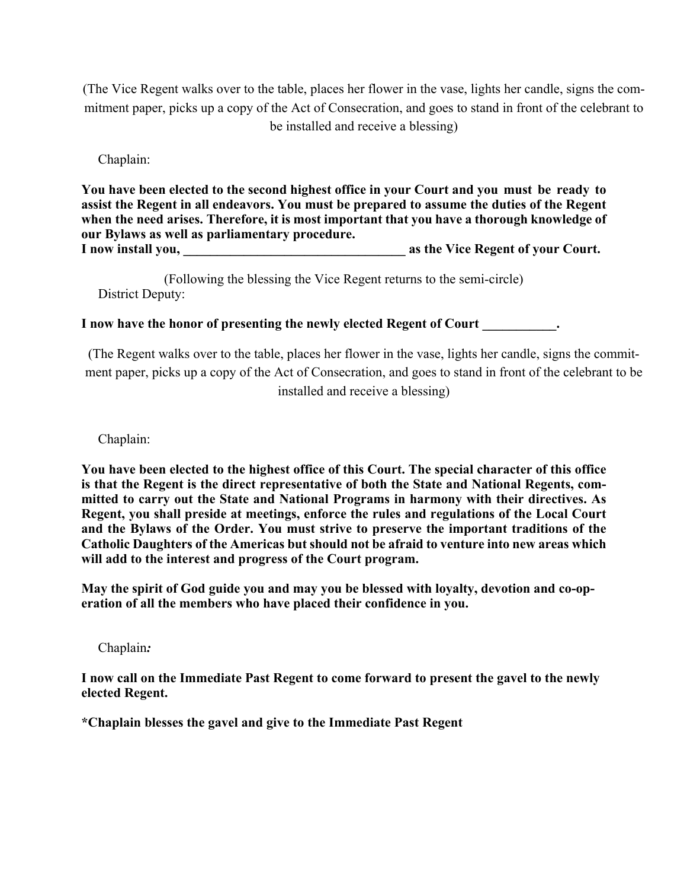(The Vice Regent walks over to the table, places her flower in the vase, lights her candle, signs the commitment paper, picks up a copy of the Act of Consecration, and goes to stand in front of the celebrant to be installed and receive a blessing)

Chaplain:

**You have been elected to the second highest office in your Court and you must be ready to assist the Regent in all endeavors. You must be prepared to assume the duties of the Regent when the need arises. Therefore, it is most important that you have a thorough knowledge of our Bylaws as well as parliamentary procedure.**
**I now install you, __________________________________ as the Vice Regent of your Court.**

(Following the blessing the Vice Regent returns to the semi-circle)

District Deputy:

**I now have the honor of presenting the newly elected Regent of Court ___________.**

(The Regent walks over to the table, places her flower in the vase, lights her candle, signs the commitment paper, picks up a copy of the Act of Consecration, and goes to stand in front of the celebrant to be installed and receive a blessing)

Chaplain:

**You have been elected to the highest office of this Court. The special character of this office is that the Regent is the direct representative of both the State and National Regents, committed to carry out the State and National Programs in harmony with their directives. As Regent, you shall preside at meetings, enforce the rules and regulations of the Local Court and the Bylaws of the Order. You must strive to preserve the important traditions of the Catholic Daughters of the Americas but should not be afraid to venture into new areas which will add to the interest and progress of the Court program.**

**May the spirit of God guide you and may you be blessed with loyalty, devotion and co-operation of all the members who have placed their confidence in you.**

Chaplain*:*

**I now call on the Immediate Past Regent to come forward to present the gavel to the newly elected Regent.**

**\*Chaplain blesses the gavel and give to the Immediate Past Regent**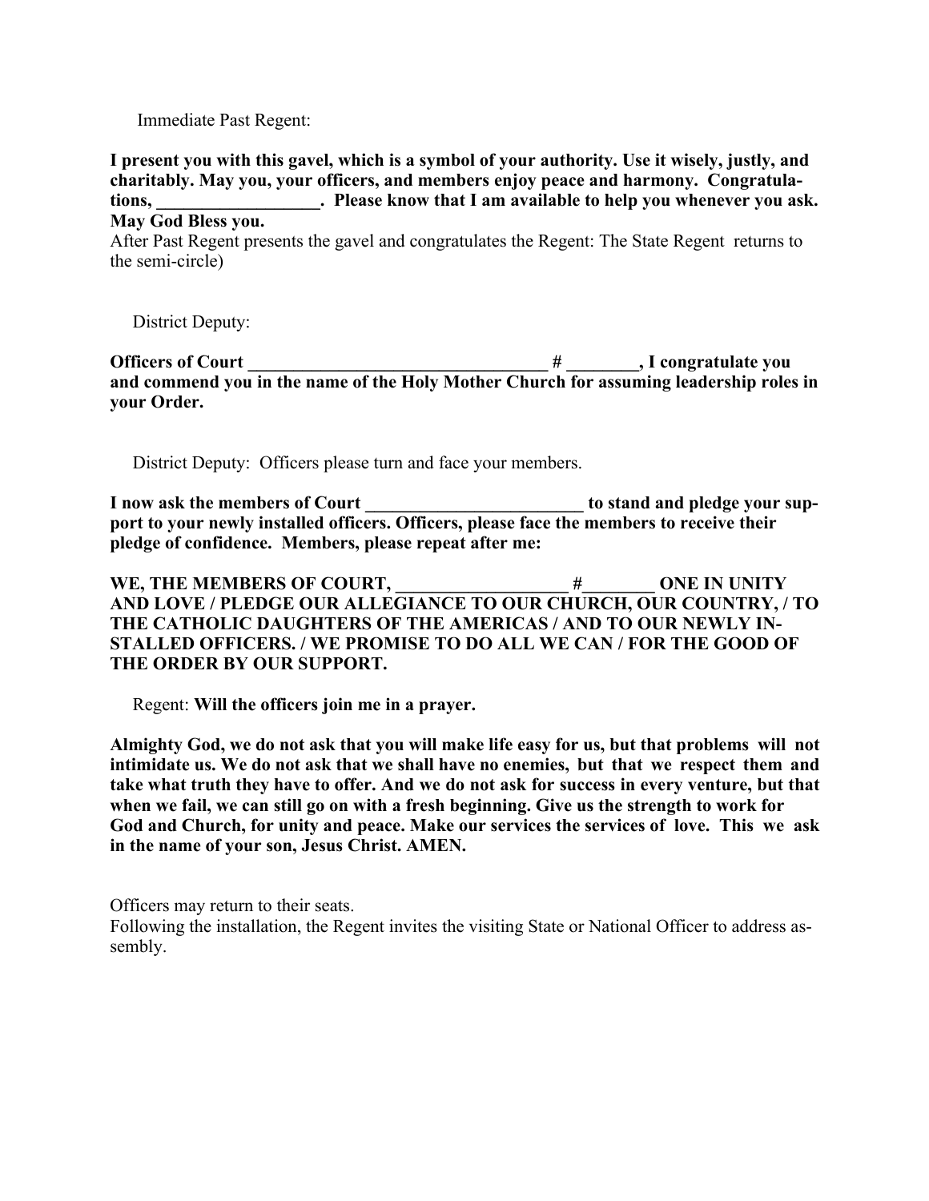Immediate Past Regent:

**I present you with this gavel, which is a symbol of your authority. Use it wisely, justly, and charitably. May you, your officers, and members enjoy peace and harmony. Congratulations, __________________. Please know that I am available to help you whenever you ask. May God Bless you.**

After Past Regent presents the gavel and congratulates the Regent: The State Regent returns to the semi-circle)

District Deputy:

**Officers of Court __________________________________ # ________, I congratulate you and commend you in the name of the Holy Mother Church for assuming leadership roles in your Order.**

District Deputy: Officers please turn and face your members.

**I now ask the members of Court ________________________ to stand and pledge your support to your newly installed officers. Officers, please face the members to receive their pledge of confidence. Members, please repeat after me:**

**WE, THE MEMBERS OF COURT, ___________________ #________ ONE IN UNITY AND LOVE / PLEDGE OUR ALLEGIANCE TO OUR CHURCH, OUR COUNTRY, / TO THE CATHOLIC DAUGHTERS OF THE AMERICAS / AND TO OUR NEWLY INSTALLED OFFICERS. / WE PROMISE TO DO ALL WE CAN / FOR THE GOOD OF THE ORDER BY OUR SUPPORT.**

Regent: **Will the officers join me in a prayer.**

**Almighty God, we do not ask that you will make life easy for us, but that problems will not intimidate us. We do not ask that we shall have no enemies, but that we respect them and take what truth they have to offer. And we do not ask for success in every venture, but that when we fail, we can still go on with a fresh beginning. Give us the strength to work for God and Church, for unity and peace. Make our services the services of love. This we ask in the name of your son, Jesus Christ. AMEN.**

Officers may return to their seats.

Following the installation, the Regent invites the visiting State or National Officer to address assembly.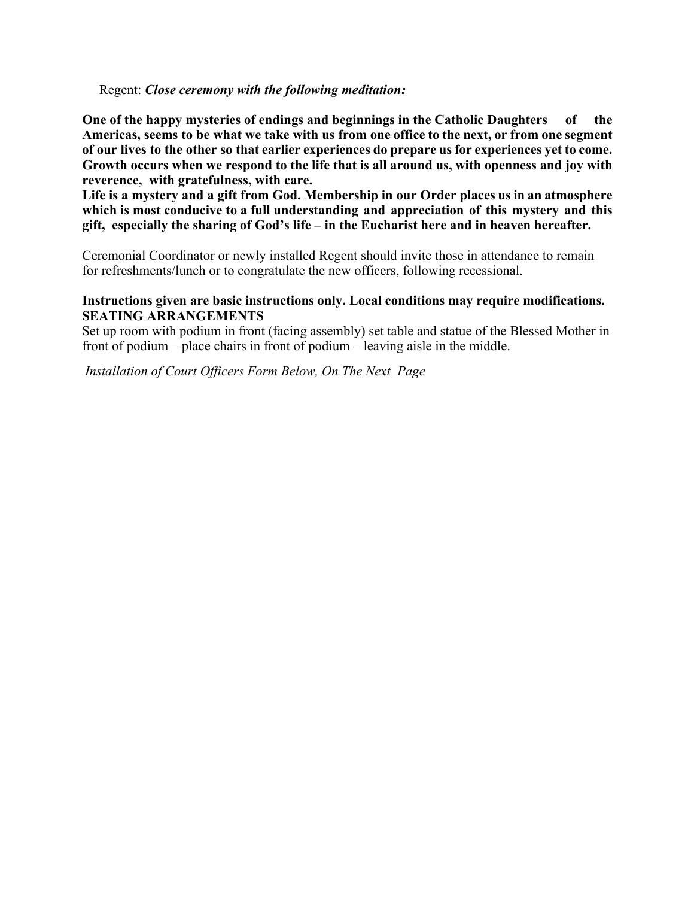Regent: ***Close ceremony with the following meditation:***

**One of the happy mysteries of endings and beginnings in the Catholic Daughters of the Americas, seems to be what we take with us from one office to the next, or from one segment of our lives to the other so that earlier experiences do prepare us for experiences yet to come. Growth occurs when we respond to the life that is all around us, with openness and joy with reverence, with gratefulness, with care.**
**Life is a mystery and a gift from God. Membership in our Order places us in an atmosphere which is most conducive to a full understanding and appreciation of this mystery and this gift, especially the sharing of God's life – in the Eucharist here and in heaven hereafter.**

Ceremonial Coordinator or newly installed Regent should invite those in attendance to remain for refreshments/lunch or to congratulate the new officers, following recessional.

**Instructions given are basic instructions only. Local conditions may require modifications.**
**SEATING ARRANGEMENTS**
Set up room with podium in front (facing assembly) set table and statue of the Blessed Mother in front of podium – place chairs in front of podium – leaving aisle in the middle.

*Installation of Court Officers Form Below, On The Next Page*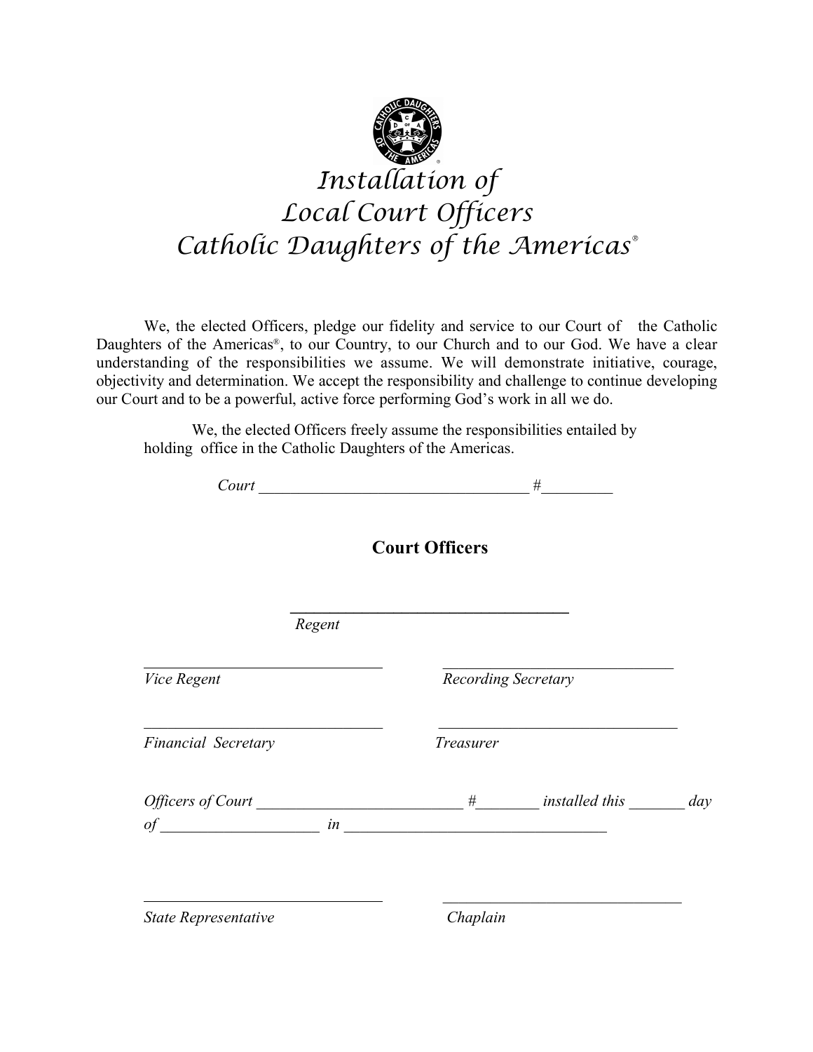# Installation of Local Court Officers Catholic Daughters of the Americas®

We, the elected Officers, pledge our fidelity and service to our Court of the Catholic Daughters of the Americas®, to our Country, to our Church and to our God. We have a clear understanding of the responsibilities we assume. We will demonstrate initiative, courage, objectivity and determination. We accept the responsibility and challenge to continue developing our Court and to be a powerful, active force performing God's work in all we do.

We, the elected Officers freely assume the responsibilities entailed by holding office in the Catholic Daughters of the Americas.

*Court* ___________________________________ #_________

## Court Officers

____________________________________
*Regent*

______________________________ ______________________________
*Vice Regent* *Recording Secretary*

______________________________ ______________________________
*Financial Secretary* *Treasurer*

*Officers of Court* __________________________ #________ *installed this* _______ *day of* ____________________ *in* _________________________________

______________________________ ______________________________
*State Representative* *Chaplain*